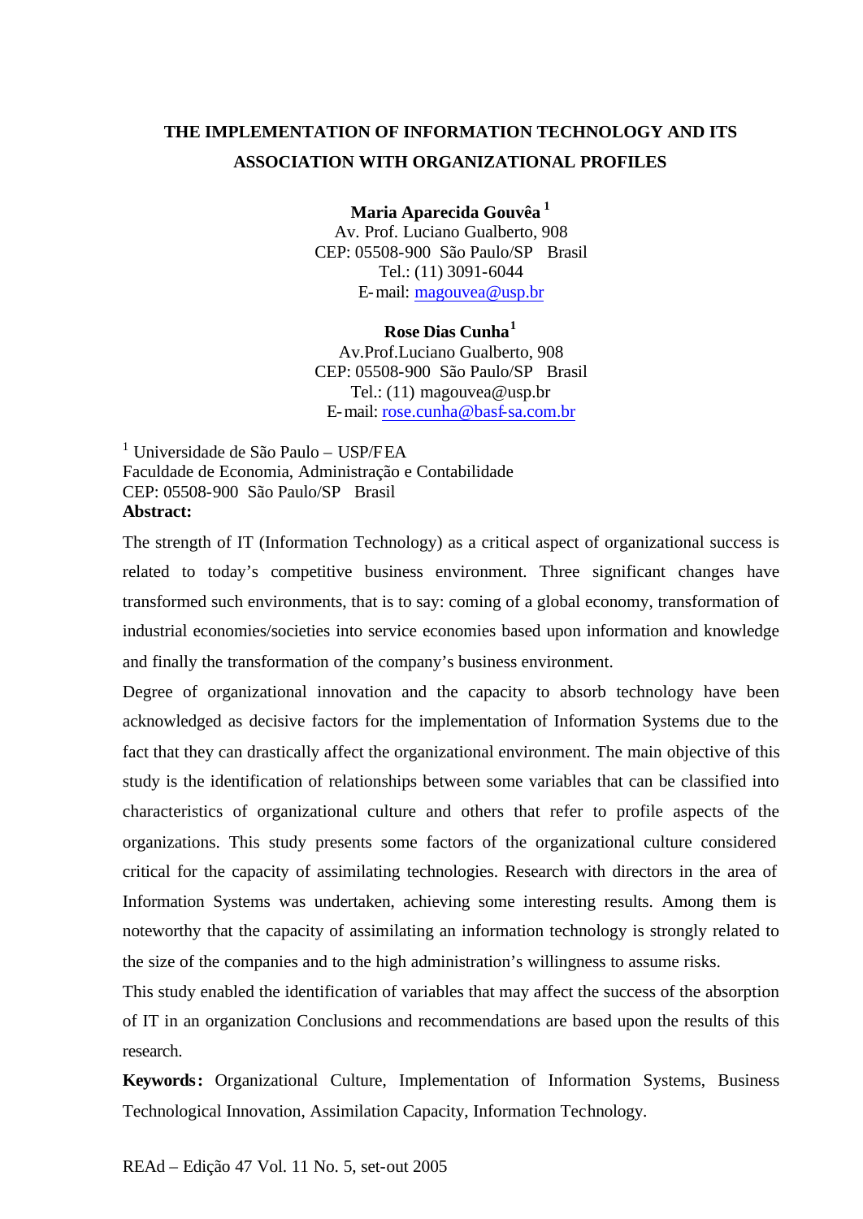# THE IMPLEMENTATION OF INFORMATION TECHNOLOGY AND ITS ASSOCIATION WITH ORGANIZATIONAL PROFILES

**Maria Aparecida Gouvêa** [1]
Av. Prof. Luciano Gualberto, 908
CEP: 05508-900 São Paulo/SP Brasil
Tel.: (11) 3091-6044
E-mail: magouvea@usp.br

**Rose Dias Cunha** [1]
Av.Prof.Luciano Gualberto, 908
CEP: 05508-900 São Paulo/SP Brasil
Tel.: (11) magouvea@usp.br
E-mail: rose.cunha@basf-sa.com.br

[1] Universidade de São Paulo – USP/FEA
Faculdade de Economia, Administração e Contabilidade
CEP: 05508-900 São Paulo/SP Brasil

**Abstract:**

The strength of IT (Information Technology) as a critical aspect of organizational success is related to today's competitive business environment. Three significant changes have transformed such environments, that is to say: coming of a global economy, transformation of industrial economies/societies into service economies based upon information and knowledge and finally the transformation of the company's business environment.

Degree of organizational innovation and the capacity to absorb technology have been acknowledged as decisive factors for the implementation of Information Systems due to the fact that they can drastically affect the organizational environment. The main objective of this study is the identification of relationships between some variables that can be classified into characteristics of organizational culture and others that refer to profile aspects of the organizations. This study presents some factors of the organizational culture considered critical for the capacity of assimilating technologies. Research with directors in the area of Information Systems was undertaken, achieving some interesting results. Among them is noteworthy that the capacity of assimilating an information technology is strongly related to the size of the companies and to the high administration's willingness to assume risks.

This study enabled the identification of variables that may affect the success of the absorption of IT in an organization Conclusions and recommendations are based upon the results of this research.

**Keywords:** Organizational Culture, Implementation of Information Systems, Business Technological Innovation, Assimilation Capacity, Information Technology.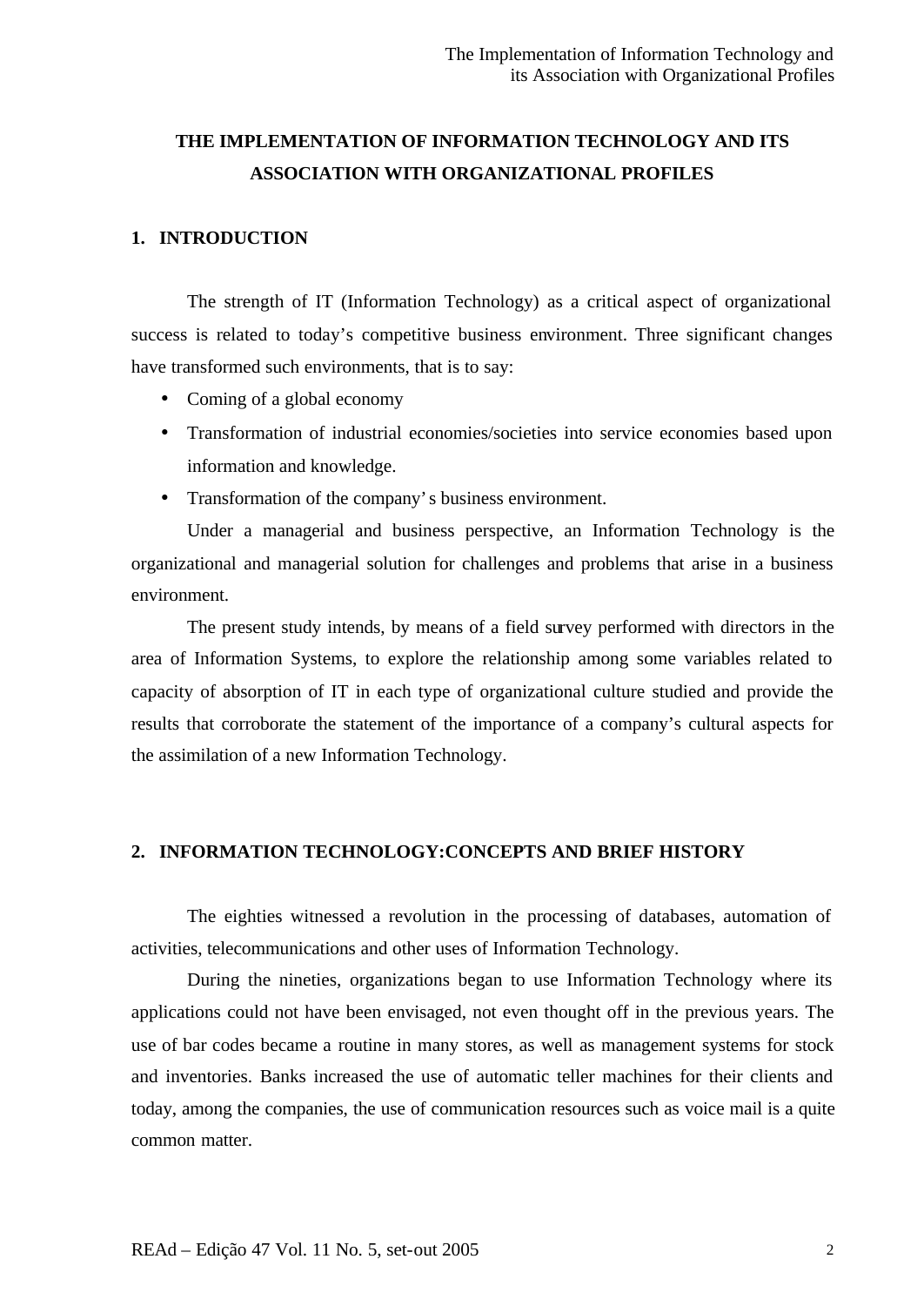# THE IMPLEMENTATION OF INFORMATION TECHNOLOGY AND ITS ASSOCIATION WITH ORGANIZATIONAL PROFILES

## 1. INTRODUCTION

The strength of IT (Information Technology) as a critical aspect of organizational success is related to today's competitive business environment. Three significant changes have transformed such environments, that is to say:

- Coming of a global economy
- Transformation of industrial economies/societies into service economies based upon information and knowledge.
- Transformation of the company's business environment.

Under a managerial and business perspective, an Information Technology is the organizational and managerial solution for challenges and problems that arise in a business environment.

The present study intends, by means of a field survey performed with directors in the area of Information Systems, to explore the relationship among some variables related to capacity of absorption of IT in each type of organizational culture studied and provide the results that corroborate the statement of the importance of a company's cultural aspects for the assimilation of a new Information Technology.

## 2. INFORMATION TECHNOLOGY:CONCEPTS AND BRIEF HISTORY

The eighties witnessed a revolution in the processing of databases, automation of activities, telecommunications and other uses of Information Technology.

During the nineties, organizations began to use Information Technology where its applications could not have been envisaged, not even thought off in the previous years. The use of bar codes became a routine in many stores, as well as management systems for stock and inventories. Banks increased the use of automatic teller machines for their clients and today, among the companies, the use of communication resources such as voice mail is a quite common matter.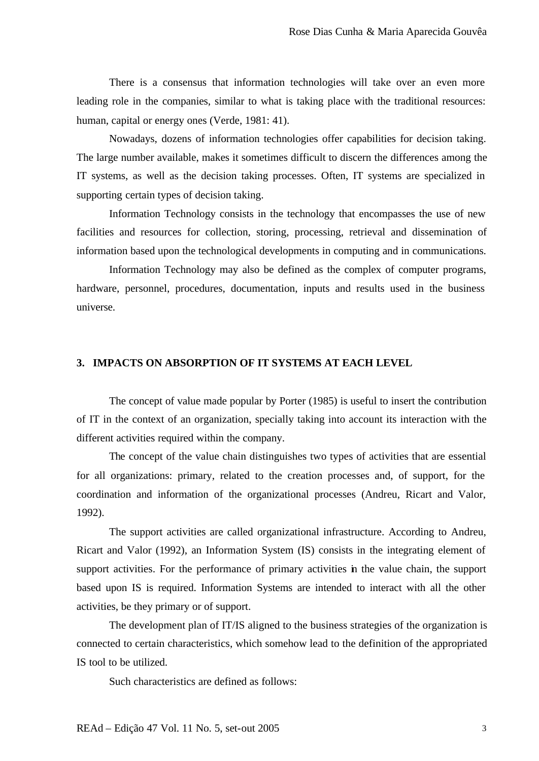There is a consensus that information technologies will take over an even more leading role in the companies, similar to what is taking place with the traditional resources: human, capital or energy ones (Verde, 1981: 41).

Nowadays, dozens of information technologies offer capabilities for decision taking. The large number available, makes it sometimes difficult to discern the differences among the IT systems, as well as the decision taking processes. Often, IT systems are specialized in supporting certain types of decision taking.

Information Technology consists in the technology that encompasses the use of new facilities and resources for collection, storing, processing, retrieval and dissemination of information based upon the technological developments in computing and in communications.

Information Technology may also be defined as the complex of computer programs, hardware, personnel, procedures, documentation, inputs and results used in the business universe.

## 3. IMPACTS ON ABSORPTION OF IT SYSTEMS AT EACH LEVEL

The concept of value made popular by Porter (1985) is useful to insert the contribution of IT in the context of an organization, specially taking into account its interaction with the different activities required within the company.

The concept of the value chain distinguishes two types of activities that are essential for all organizations: primary, related to the creation processes and, of support, for the coordination and information of the organizational processes (Andreu, Ricart and Valor, 1992).

The support activities are called organizational infrastructure. According to Andreu, Ricart and Valor (1992), an Information System (IS) consists in the integrating element of support activities. For the performance of primary activities in the value chain, the support based upon IS is required. Information Systems are intended to interact with all the other activities, be they primary or of support.

The development plan of IT/IS aligned to the business strategies of the organization is connected to certain characteristics, which somehow lead to the definition of the appropriated IS tool to be utilized.

Such characteristics are defined as follows: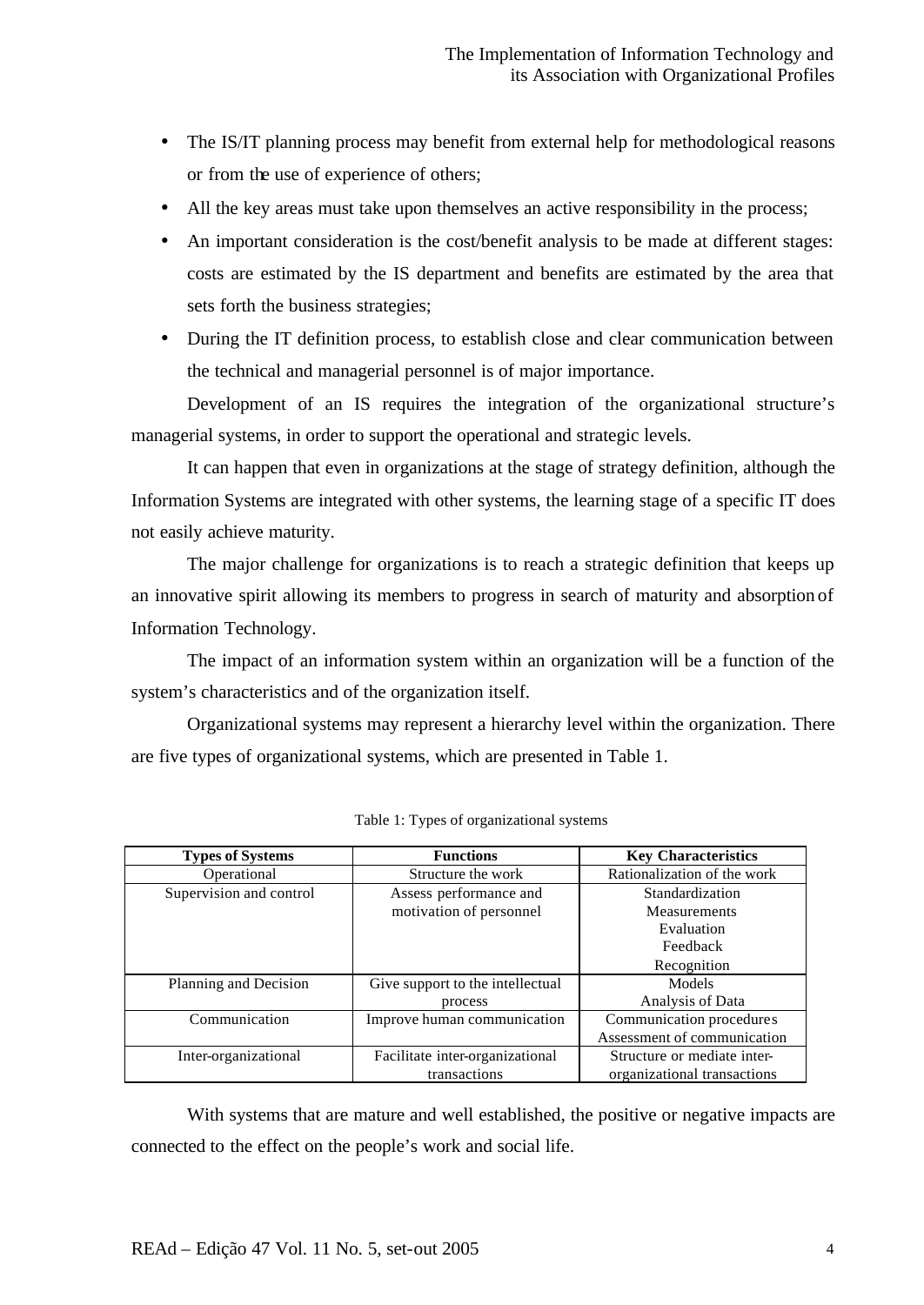- The IS/IT planning process may benefit from external help for methodological reasons or from the use of experience of others;
- All the key areas must take upon themselves an active responsibility in the process;
- An important consideration is the cost/benefit analysis to be made at different stages: costs are estimated by the IS department and benefits are estimated by the area that sets forth the business strategies;
- During the IT definition process, to establish close and clear communication between the technical and managerial personnel is of major importance.

Development of an IS requires the integration of the organizational structure's managerial systems, in order to support the operational and strategic levels.

It can happen that even in organizations at the stage of strategy definition, although the Information Systems are integrated with other systems, the learning stage of a specific IT does not easily achieve maturity.

The major challenge for organizations is to reach a strategic definition that keeps up an innovative spirit allowing its members to progress in search of maturity and absorption of Information Technology.

The impact of an information system within an organization will be a function of the system's characteristics and of the organization itself.

Organizational systems may represent a hierarchy level within the organization. There are five types of organizational systems, which are presented in Table 1.

Table 1: Types of organizational systems

| Types of Systems | Functions | Key Characteristics |
|---|---|---|
| Operational | Structure the work | Rationalization of the work |
| Supervision and control | Assess performance and motivation of personnel | Standardization<br>Measurements<br>Evaluation<br>Feedback<br>Recognition |
| Planning and Decision | Give support to the intellectual process | Models<br>Analysis of Data |
| Communication | Improve human communication | Communication procedures<br>Assessment of communication |
| Inter-organizational | Facilitate inter-organizational transactions | Structure or mediate inter-organizational transactions |

With systems that are mature and well established, the positive or negative impacts are connected to the effect on the people's work and social life.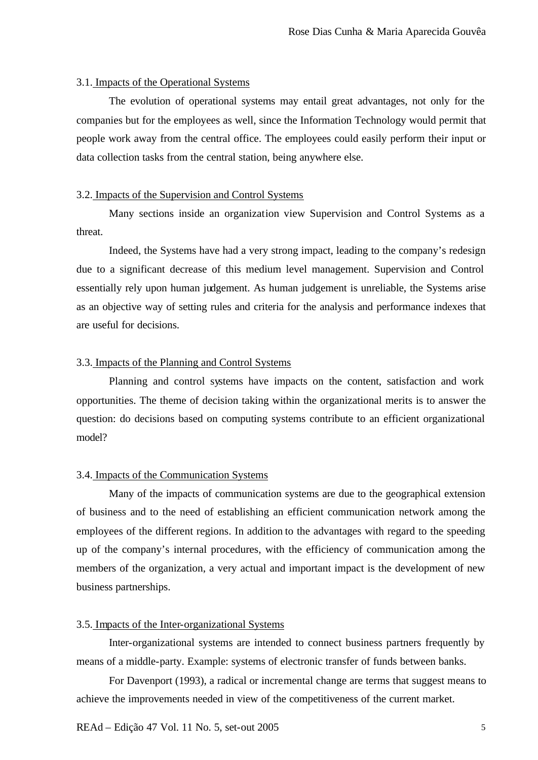### 3.1. Impacts of the Operational Systems

The evolution of operational systems may entail great advantages, not only for the companies but for the employees as well, since the Information Technology would permit that people work away from the central office. The employees could easily perform their input or data collection tasks from the central station, being anywhere else.

### 3.2. Impacts of the Supervision and Control Systems

Many sections inside an organization view Supervision and Control Systems as a threat.

Indeed, the Systems have had a very strong impact, leading to the company's redesign due to a significant decrease of this medium level management. Supervision and Control essentially rely upon human judgement. As human judgement is unreliable, the Systems arise as an objective way of setting rules and criteria for the analysis and performance indexes that are useful for decisions.

### 3.3. Impacts of the Planning and Control Systems

Planning and control systems have impacts on the content, satisfaction and work opportunities. The theme of decision taking within the organizational merits is to answer the question: do decisions based on computing systems contribute to an efficient organizational model?

### 3.4. Impacts of the Communication Systems

Many of the impacts of communication systems are due to the geographical extension of business and to the need of establishing an efficient communication network among the employees of the different regions. In addition to the advantages with regard to the speeding up of the company's internal procedures, with the efficiency of communication among the members of the organization, a very actual and important impact is the development of new business partnerships.

### 3.5. Impacts of the Inter-organizational Systems

Inter-organizational systems are intended to connect business partners frequently by means of a middle-party. Example: systems of electronic transfer of funds between banks.

For Davenport (1993), a radical or incremental change are terms that suggest means to achieve the improvements needed in view of the competitiveness of the current market.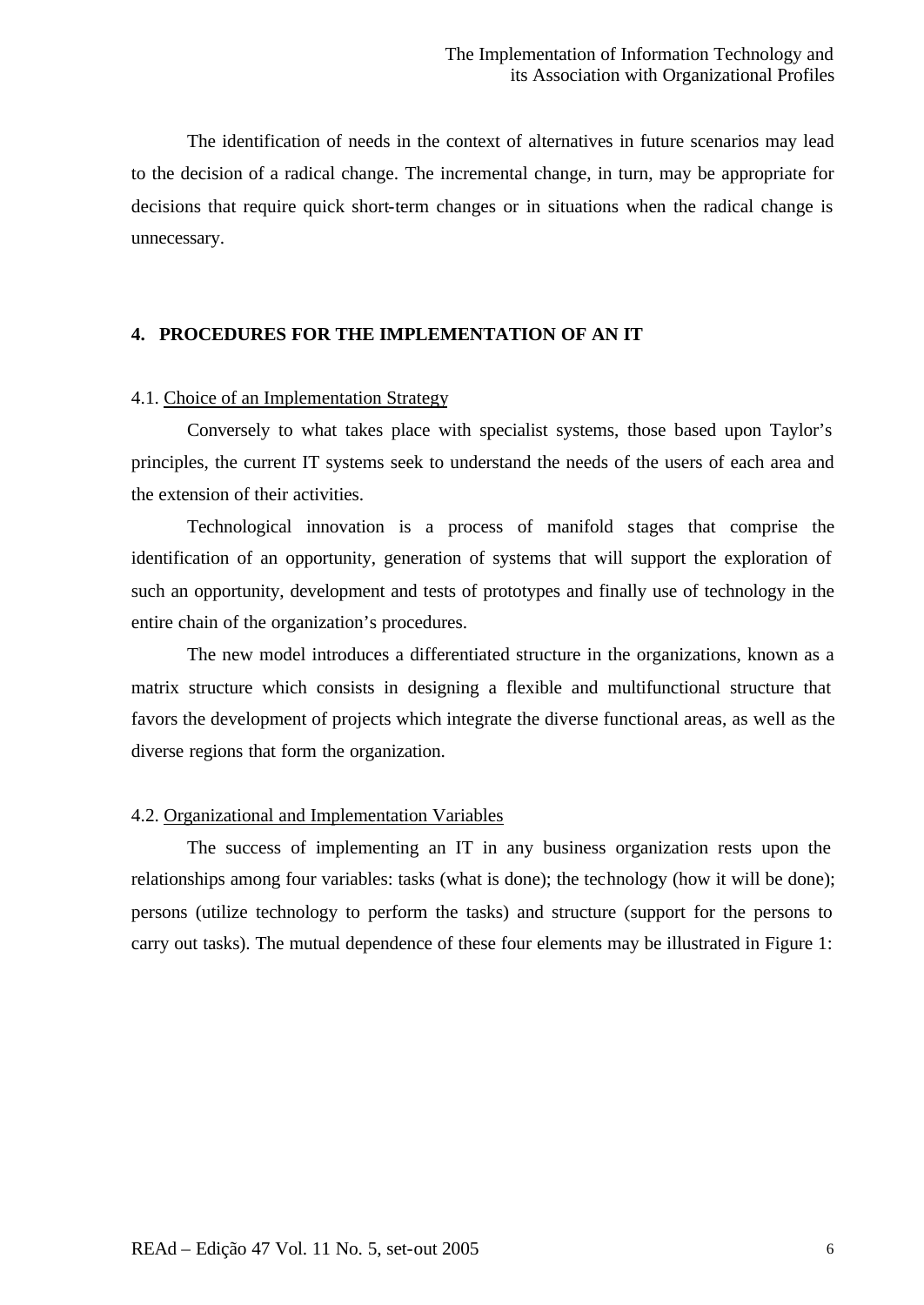The identification of needs in the context of alternatives in future scenarios may lead to the decision of a radical change. The incremental change, in turn, may be appropriate for decisions that require quick short-term changes or in situations when the radical change is unnecessary.

## 4. PROCEDURES FOR THE IMPLEMENTATION OF AN IT

### 4.1. Choice of an Implementation Strategy

Conversely to what takes place with specialist systems, those based upon Taylor's principles, the current IT systems seek to understand the needs of the users of each area and the extension of their activities.

Technological innovation is a process of manifold stages that comprise the identification of an opportunity, generation of systems that will support the exploration of such an opportunity, development and tests of prototypes and finally use of technology in the entire chain of the organization's procedures.

The new model introduces a differentiated structure in the organizations, known as a matrix structure which consists in designing a flexible and multifunctional structure that favors the development of projects which integrate the diverse functional areas, as well as the diverse regions that form the organization.

### 4.2. Organizational and Implementation Variables

The success of implementing an IT in any business organization rests upon the relationships among four variables: tasks (what is done); the technology (how it will be done); persons (utilize technology to perform the tasks) and structure (support for the persons to carry out tasks). The mutual dependence of these four elements may be illustrated in Figure 1: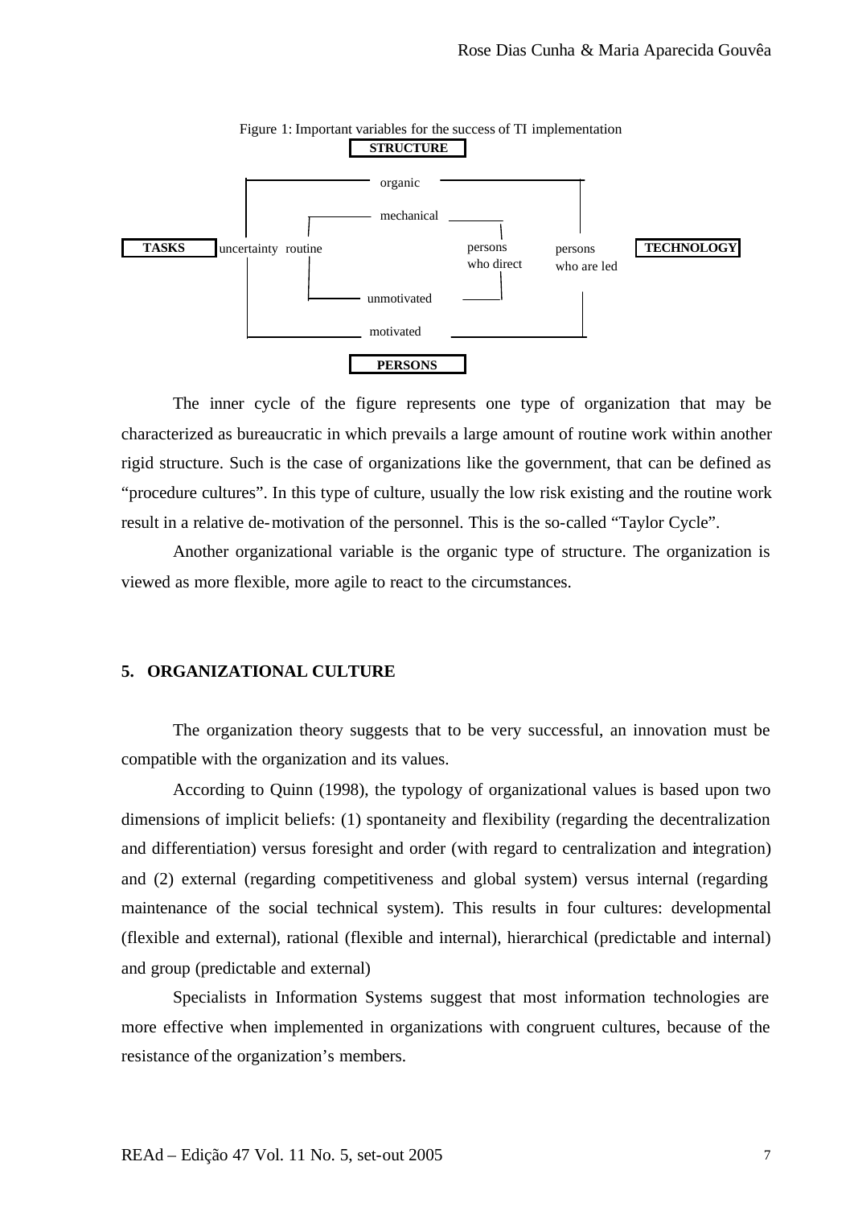Figure 1: Important variables for the success of TI implementation

**STRUCTURE**

organic

mechanical

**TASKS** uncertainty routine

persons who direct

persons who are led

**TECHNOLOGY**

unmotivated

motivated

**PERSONS**

The inner cycle of the figure represents one type of organization that may be characterized as bureaucratic in which prevails a large amount of routine work within another rigid structure. Such is the case of organizations like the government, that can be defined as "procedure cultures". In this type of culture, usually the low risk existing and the routine work result in a relative de-motivation of the personnel. This is the so-called "Taylor Cycle".

Another organizational variable is the organic type of structure. The organization is viewed as more flexible, more agile to react to the circumstances.

## 5. ORGANIZATIONAL CULTURE

The organization theory suggests that to be very successful, an innovation must be compatible with the organization and its values.

According to Quinn (1998), the typology of organizational values is based upon two dimensions of implicit beliefs: (1) spontaneity and flexibility (regarding the decentralization and differentiation) versus foresight and order (with regard to centralization and integration) and (2) external (regarding competitiveness and global system) versus internal (regarding maintenance of the social technical system). This results in four cultures: developmental (flexible and external), rational (flexible and internal), hierarchical (predictable and internal) and group (predictable and external)

Specialists in Information Systems suggest that most information technologies are more effective when implemented in organizations with congruent cultures, because of the resistance of the organization's members.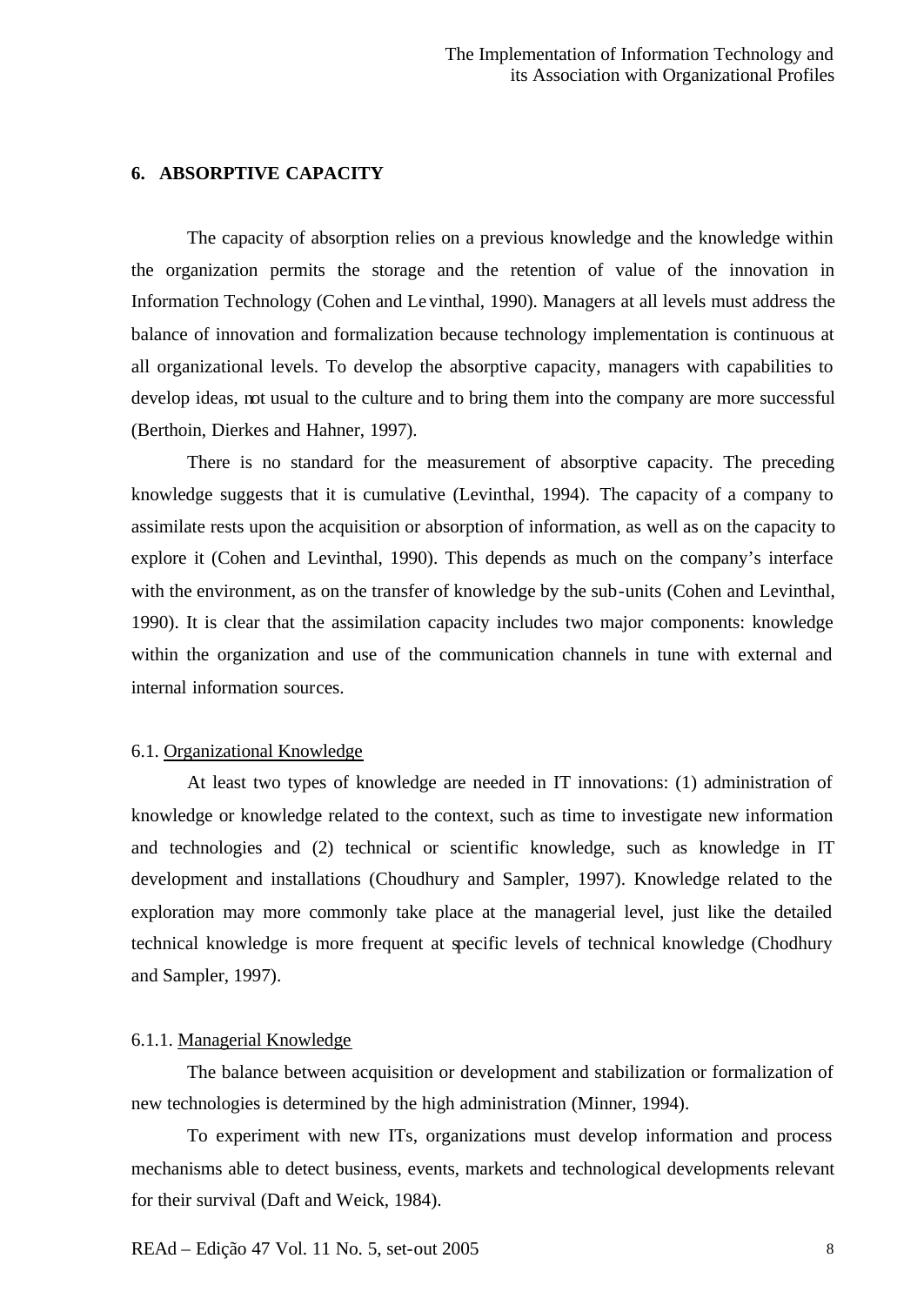## 6. ABSORPTIVE CAPACITY

The capacity of absorption relies on a previous knowledge and the knowledge within the organization permits the storage and the retention of value of the innovation in Information Technology (Cohen and Levinthal, 1990). Managers at all levels must address the balance of innovation and formalization because technology implementation is continuous at all organizational levels. To develop the absorptive capacity, managers with capabilities to develop ideas, not usual to the culture and to bring them into the company are more successful (Berthoin, Dierkes and Hahner, 1997).

There is no standard for the measurement of absorptive capacity. The preceding knowledge suggests that it is cumulative (Levinthal, 1994). The capacity of a company to assimilate rests upon the acquisition or absorption of information, as well as on the capacity to explore it (Cohen and Levinthal, 1990). This depends as much on the company's interface with the environment, as on the transfer of knowledge by the sub-units (Cohen and Levinthal, 1990). It is clear that the assimilation capacity includes two major components: knowledge within the organization and use of the communication channels in tune with external and internal information sources.

### 6.1. Organizational Knowledge

At least two types of knowledge are needed in IT innovations: (1) administration of knowledge or knowledge related to the context, such as time to investigate new information and technologies and (2) technical or scientific knowledge, such as knowledge in IT development and installations (Choudhury and Sampler, 1997). Knowledge related to the exploration may more commonly take place at the managerial level, just like the detailed technical knowledge is more frequent at specific levels of technical knowledge (Chodhury and Sampler, 1997).

#### 6.1.1. Managerial Knowledge

The balance between acquisition or development and stabilization or formalization of new technologies is determined by the high administration (Minner, 1994).

To experiment with new ITs, organizations must develop information and process mechanisms able to detect business, events, markets and technological developments relevant for their survival (Daft and Weick, 1984).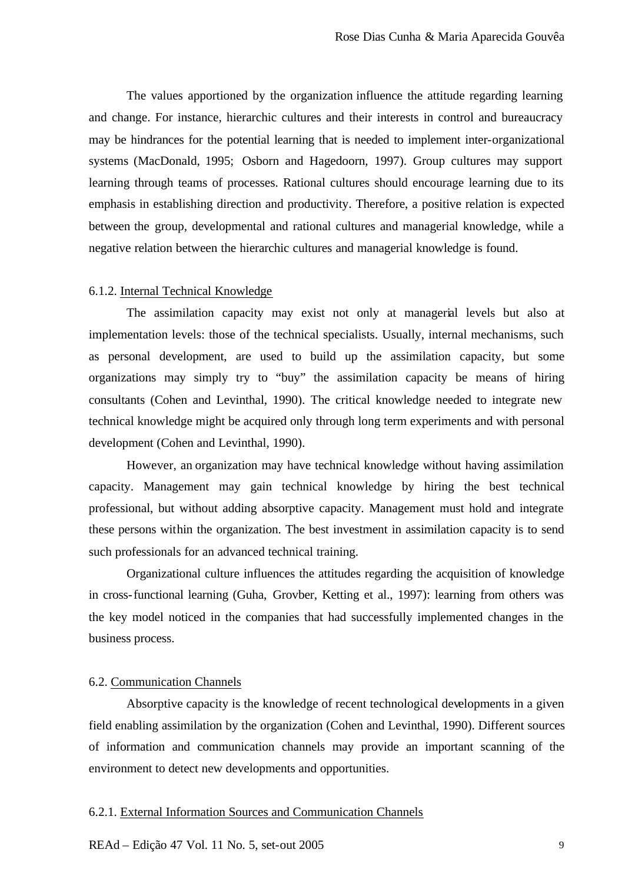The values apportioned by the organization influence the attitude regarding learning and change. For instance, hierarchic cultures and their interests in control and bureaucracy may be hindrances for the potential learning that is needed to implement inter-organizational systems (MacDonald, 1995; Osborn and Hagedoorn, 1997). Group cultures may support learning through teams of processes. Rational cultures should encourage learning due to its emphasis in establishing direction and productivity. Therefore, a positive relation is expected between the group, developmental and rational cultures and managerial knowledge, while a negative relation between the hierarchic cultures and managerial knowledge is found.

6.1.2. <u>Internal Technical Knowledge</u>

The assimilation capacity may exist not only at managerial levels but also at implementation levels: those of the technical specialists. Usually, internal mechanisms, such as personal development, are used to build up the assimilation capacity, but some organizations may simply try to "buy" the assimilation capacity be means of hiring consultants (Cohen and Levinthal, 1990). The critical knowledge needed to integrate new technical knowledge might be acquired only through long term experiments and with personal development (Cohen and Levinthal, 1990).

However, an organization may have technical knowledge without having assimilation capacity. Management may gain technical knowledge by hiring the best technical professional, but without adding absorptive capacity. Management must hold and integrate these persons within the organization. The best investment in assimilation capacity is to send such professionals for an advanced technical training.

Organizational culture influences the attitudes regarding the acquisition of knowledge in cross-functional learning (Guha, Grovber, Ketting et al., 1997): learning from others was the key model noticed in the companies that had successfully implemented changes in the business process.

6.2. <u>Communication Channels</u>

Absorptive capacity is the knowledge of recent technological developments in a given field enabling assimilation by the organization (Cohen and Levinthal, 1990). Different sources of information and communication channels may provide an important scanning of the environment to detect new developments and opportunities.

6.2.1. <u>External Information Sources and Communication Channels</u>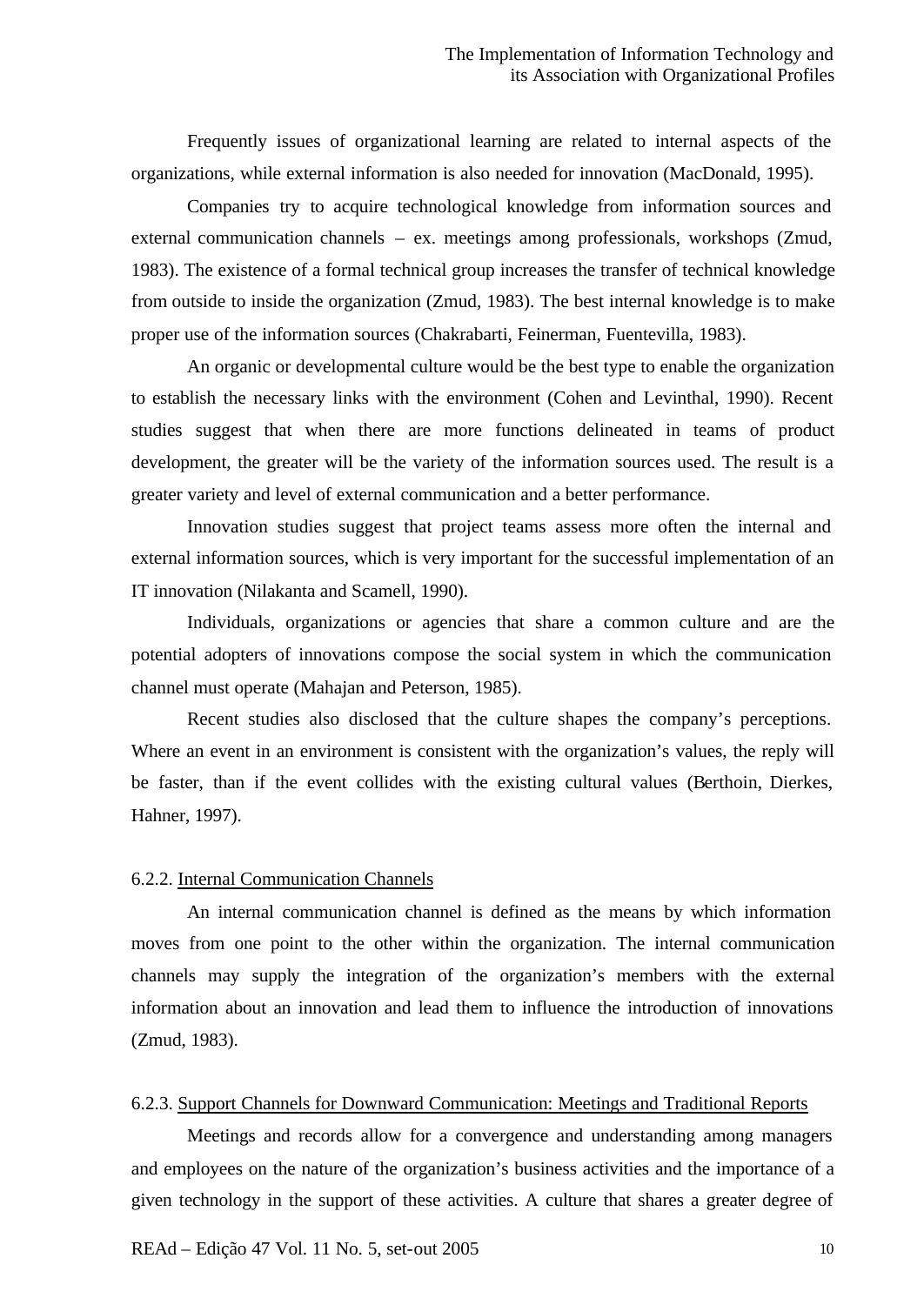Frequently issues of organizational learning are related to internal aspects of the organizations, while external information is also needed for innovation (MacDonald, 1995).

Companies try to acquire technological knowledge from information sources and external communication channels – ex. meetings among professionals, workshops (Zmud, 1983). The existence of a formal technical group increases the transfer of technical knowledge from outside to inside the organization (Zmud, 1983). The best internal knowledge is to make proper use of the information sources (Chakrabarti, Feinerman, Fuentevilla, 1983).

An organic or developmental culture would be the best type to enable the organization to establish the necessary links with the environment (Cohen and Levinthal, 1990). Recent studies suggest that when there are more functions delineated in teams of product development, the greater will be the variety of the information sources used. The result is a greater variety and level of external communication and a better performance.

Innovation studies suggest that project teams assess more often the internal and external information sources, which is very important for the successful implementation of an IT innovation (Nilakanta and Scamell, 1990).

Individuals, organizations or agencies that share a common culture and are the potential adopters of innovations compose the social system in which the communication channel must operate (Mahajan and Peterson, 1985).

Recent studies also disclosed that the culture shapes the company's perceptions. Where an event in an environment is consistent with the organization's values, the reply will be faster, than if the event collides with the existing cultural values (Berthoin, Dierkes, Hahner, 1997).

### 6.2.2. Internal Communication Channels

An internal communication channel is defined as the means by which information moves from one point to the other within the organization. The internal communication channels may supply the integration of the organization's members with the external information about an innovation and lead them to influence the introduction of innovations (Zmud, 1983).

### 6.2.3. Support Channels for Downward Communication: Meetings and Traditional Reports

Meetings and records allow for a convergence and understanding among managers and employees on the nature of the organization's business activities and the importance of a given technology in the support of these activities. A culture that shares a greater degree of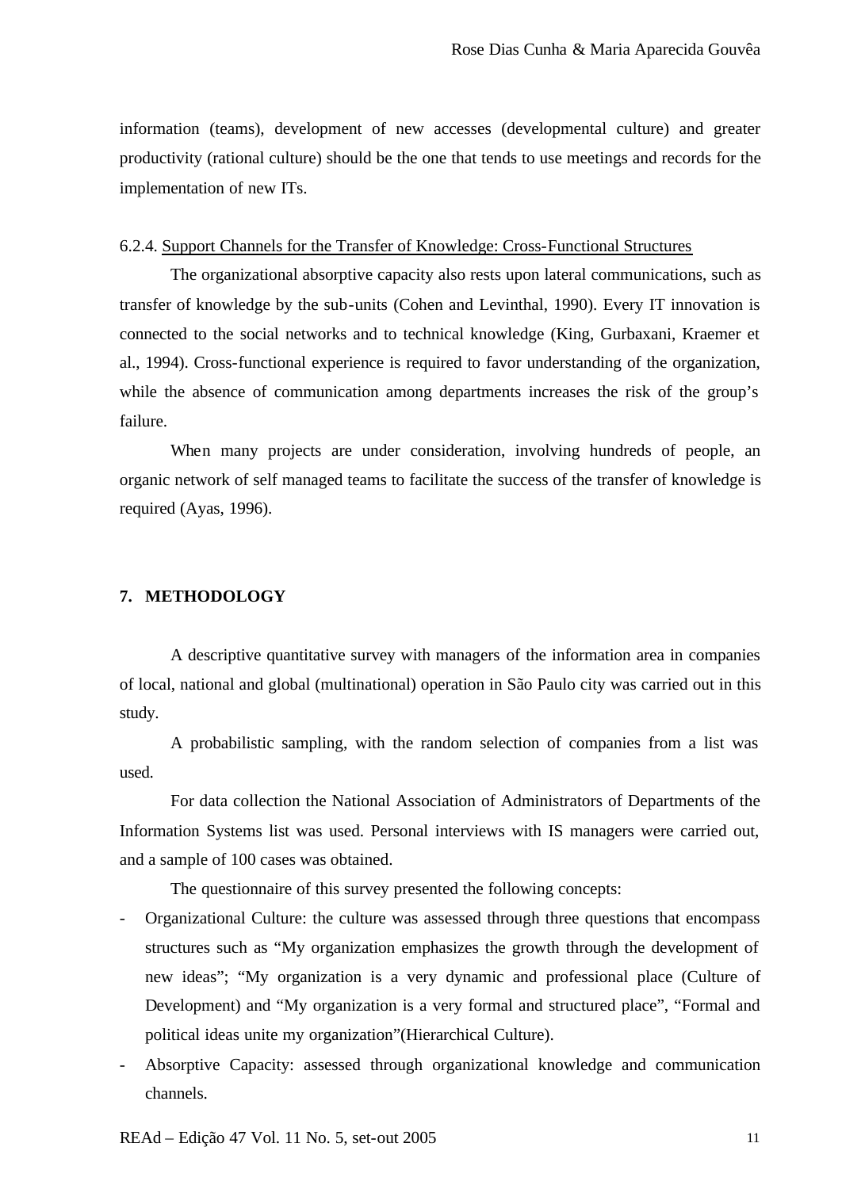information (teams), development of new accesses (developmental culture) and greater productivity (rational culture) should be the one that tends to use meetings and records for the implementation of new ITs.

6.2.4. Support Channels for the Transfer of Knowledge: Cross-Functional Structures

The organizational absorptive capacity also rests upon lateral communications, such as transfer of knowledge by the sub-units (Cohen and Levinthal, 1990). Every IT innovation is connected to the social networks and to technical knowledge (King, Gurbaxani, Kraemer et al., 1994). Cross-functional experience is required to favor understanding of the organization, while the absence of communication among departments increases the risk of the group's failure.

When many projects are under consideration, involving hundreds of people, an organic network of self managed teams to facilitate the success of the transfer of knowledge is required (Ayas, 1996).

## 7. METHODOLOGY

A descriptive quantitative survey with managers of the information area in companies of local, national and global (multinational) operation in São Paulo city was carried out in this study.

A probabilistic sampling, with the random selection of companies from a list was used.

For data collection the National Association of Administrators of Departments of the Information Systems list was used. Personal interviews with IS managers were carried out, and a sample of 100 cases was obtained.

The questionnaire of this survey presented the following concepts:

- Organizational Culture: the culture was assessed through three questions that encompass structures such as "My organization emphasizes the growth through the development of new ideas"; "My organization is a very dynamic and professional place (Culture of Development) and "My organization is a very formal and structured place", "Formal and political ideas unite my organization"(Hierarchical Culture).
- Absorptive Capacity: assessed through organizational knowledge and communication channels.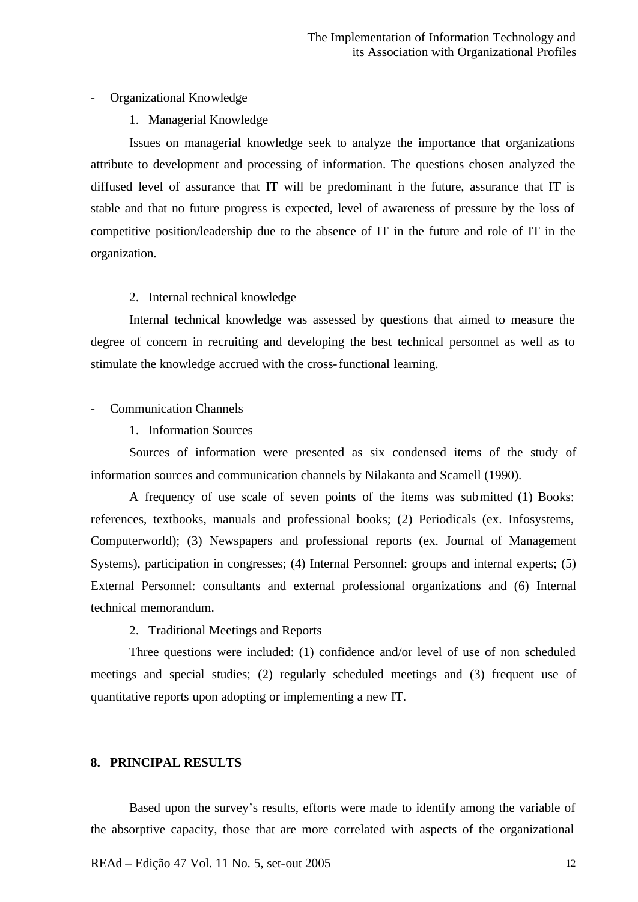- Organizational Knowledge

  1. Managerial Knowledge

Issues on managerial knowledge seek to analyze the importance that organizations attribute to development and processing of information. The questions chosen analyzed the diffused level of assurance that IT will be predominant in the future, assurance that IT is stable and that no future progress is expected, level of awareness of pressure by the loss of competitive position/leadership due to the absence of IT in the future and role of IT in the organization.

  2. Internal technical knowledge

Internal technical knowledge was assessed by questions that aimed to measure the degree of concern in recruiting and developing the best technical personnel as well as to stimulate the knowledge accrued with the cross-functional learning.

- Communication Channels

  1. Information Sources

Sources of information were presented as six condensed items of the study of information sources and communication channels by Nilakanta and Scamell (1990).

A frequency of use scale of seven points of the items was submitted (1) Books: references, textbooks, manuals and professional books; (2) Periodicals (ex. Infosystems, Computerworld); (3) Newspapers and professional reports (ex. Journal of Management Systems), participation in congresses; (4) Internal Personnel: groups and internal experts; (5) External Personnel: consultants and external professional organizations and (6) Internal technical memorandum.

  2. Traditional Meetings and Reports

Three questions were included: (1) confidence and/or level of use of non scheduled meetings and special studies; (2) regularly scheduled meetings and (3) frequent use of quantitative reports upon adopting or implementing a new IT.

## 8. PRINCIPAL RESULTS

Based upon the survey's results, efforts were made to identify among the variable of the absorptive capacity, those that are more correlated with aspects of the organizational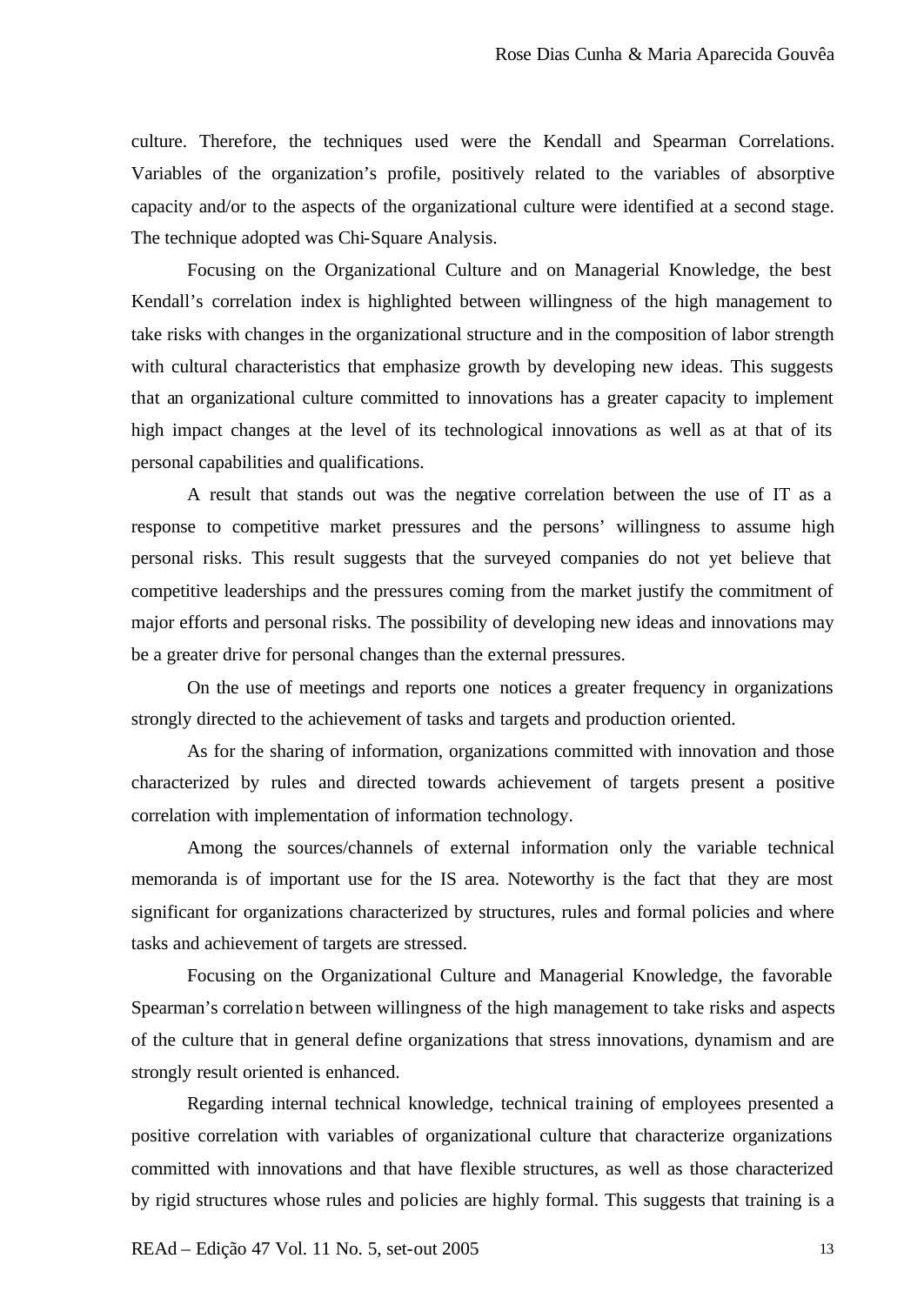culture. Therefore, the techniques used were the Kendall and Spearman Correlations. Variables of the organization's profile, positively related to the variables of absorptive capacity and/or to the aspects of the organizational culture were identified at a second stage. The technique adopted was Chi-Square Analysis.

Focusing on the Organizational Culture and on Managerial Knowledge, the best Kendall's correlation index is highlighted between willingness of the high management to take risks with changes in the organizational structure and in the composition of labor strength with cultural characteristics that emphasize growth by developing new ideas. This suggests that an organizational culture committed to innovations has a greater capacity to implement high impact changes at the level of its technological innovations as well as at that of its personal capabilities and qualifications.

A result that stands out was the negative correlation between the use of IT as a response to competitive market pressures and the persons' willingness to assume high personal risks. This result suggests that the surveyed companies do not yet believe that competitive leaderships and the pressures coming from the market justify the commitment of major efforts and personal risks. The possibility of developing new ideas and innovations may be a greater drive for personal changes than the external pressures.

On the use of meetings and reports one notices a greater frequency in organizations strongly directed to the achievement of tasks and targets and production oriented.

As for the sharing of information, organizations committed with innovation and those characterized by rules and directed towards achievement of targets present a positive correlation with implementation of information technology.

Among the sources/channels of external information only the variable technical memoranda is of important use for the IS area. Noteworthy is the fact that they are most significant for organizations characterized by structures, rules and formal policies and where tasks and achievement of targets are stressed.

Focusing on the Organizational Culture and Managerial Knowledge, the favorable Spearman's correlation between willingness of the high management to take risks and aspects of the culture that in general define organizations that stress innovations, dynamism and are strongly result oriented is enhanced.

Regarding internal technical knowledge, technical training of employees presented a positive correlation with variables of organizational culture that characterize organizations committed with innovations and that have flexible structures, as well as those characterized by rigid structures whose rules and policies are highly formal. This suggests that training is a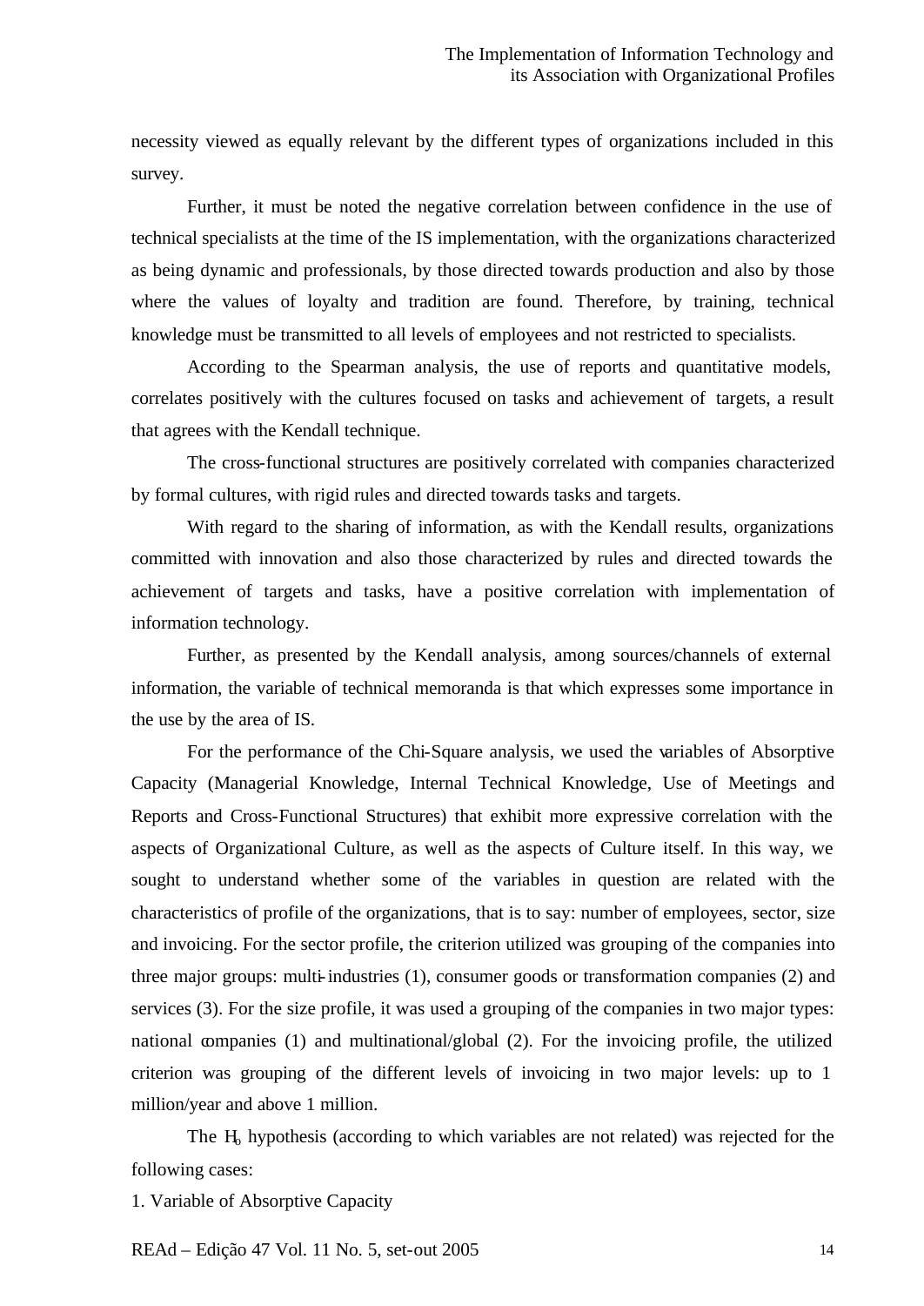necessity viewed as equally relevant by the different types of organizations included in this survey.

Further, it must be noted the negative correlation between confidence in the use of technical specialists at the time of the IS implementation, with the organizations characterized as being dynamic and professionals, by those directed towards production and also by those where the values of loyalty and tradition are found. Therefore, by training, technical knowledge must be transmitted to all levels of employees and not restricted to specialists.

According to the Spearman analysis, the use of reports and quantitative models, correlates positively with the cultures focused on tasks and achievement of targets, a result that agrees with the Kendall technique.

The cross-functional structures are positively correlated with companies characterized by formal cultures, with rigid rules and directed towards tasks and targets.

With regard to the sharing of information, as with the Kendall results, organizations committed with innovation and also those characterized by rules and directed towards the achievement of targets and tasks, have a positive correlation with implementation of information technology.

Further, as presented by the Kendall analysis, among sources/channels of external information, the variable of technical memoranda is that which expresses some importance in the use by the area of IS.

For the performance of the Chi-Square analysis, we used the variables of Absorptive Capacity (Managerial Knowledge, Internal Technical Knowledge, Use of Meetings and Reports and Cross-Functional Structures) that exhibit more expressive correlation with the aspects of Organizational Culture, as well as the aspects of Culture itself. In this way, we sought to understand whether some of the variables in question are related with the characteristics of profile of the organizations, that is to say: number of employees, sector, size and invoicing. For the sector profile, the criterion utilized was grouping of the companies into three major groups: multi-industries (1), consumer goods or transformation companies (2) and services (3). For the size profile, it was used a grouping of the companies in two major types: national companies (1) and multinational/global (2). For the invoicing profile, the utilized criterion was grouping of the different levels of invoicing in two major levels: up to 1 million/year and above 1 million.

The $H_o$ hypothesis (according to which variables are not related) was rejected for the following cases:

1. Variable of Absorptive Capacity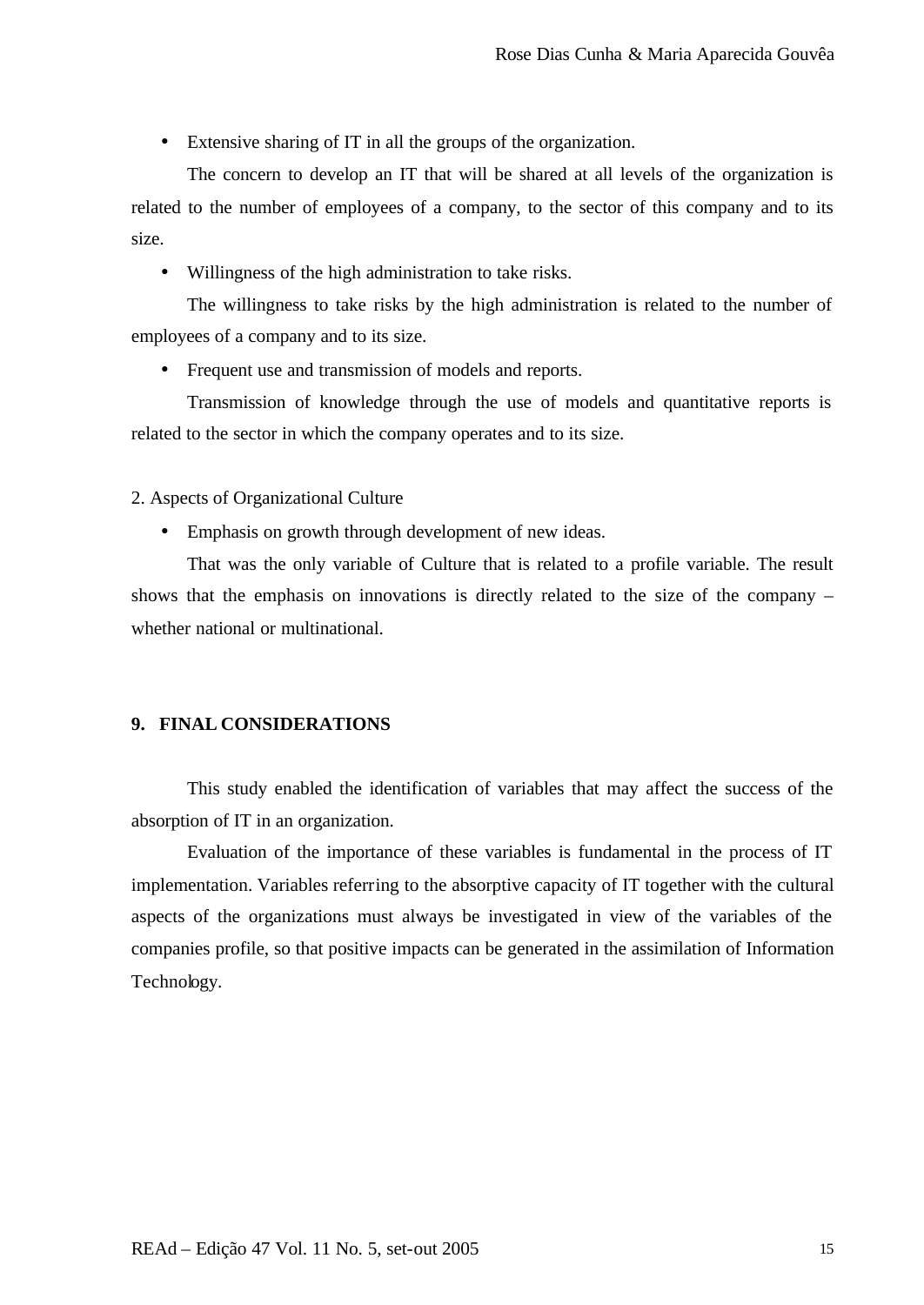- Extensive sharing of IT in all the groups of the organization.

The concern to develop an IT that will be shared at all levels of the organization is related to the number of employees of a company, to the sector of this company and to its size.

- Willingness of the high administration to take risks.

The willingness to take risks by the high administration is related to the number of employees of a company and to its size.

- Frequent use and transmission of models and reports.

Transmission of knowledge through the use of models and quantitative reports is related to the sector in which the company operates and to its size.

2. Aspects of Organizational Culture

- Emphasis on growth through development of new ideas.

That was the only variable of Culture that is related to a profile variable. The result shows that the emphasis on innovations is directly related to the size of the company – whether national or multinational.

## 9. FINAL CONSIDERATIONS

This study enabled the identification of variables that may affect the success of the absorption of IT in an organization.

Evaluation of the importance of these variables is fundamental in the process of IT implementation. Variables referring to the absorptive capacity of IT together with the cultural aspects of the organizations must always be investigated in view of the variables of the companies profile, so that positive impacts can be generated in the assimilation of Information Technology.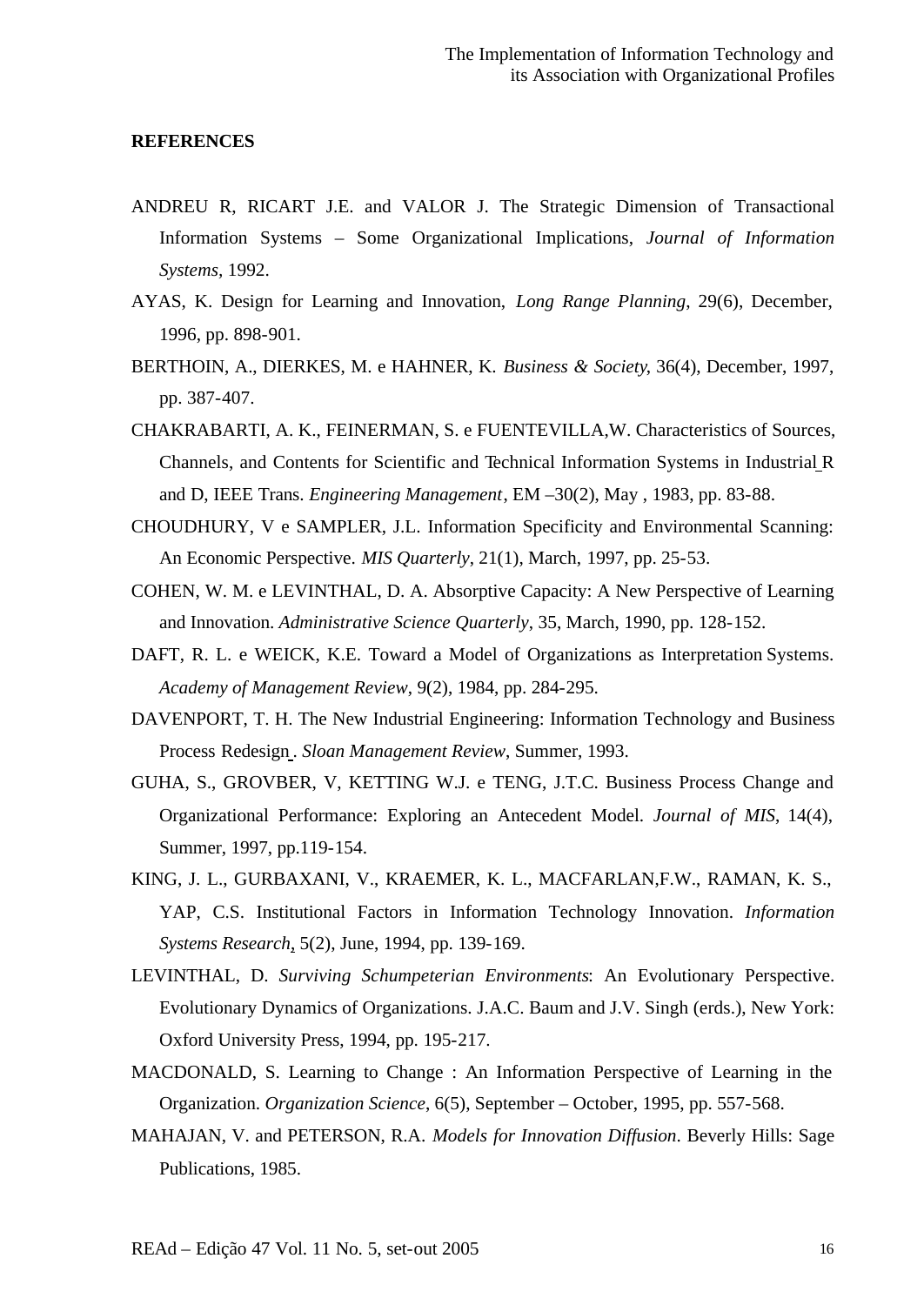**REFERENCES**

ANDREU R, RICART J.E. and VALOR J. The Strategic Dimension of Transactional Information Systems – Some Organizational Implications, *Journal of Information Systems*, 1992.

AYAS, K. Design for Learning and Innovation, *Long Range Planning*, 29(6), December, 1996, pp. 898-901.

BERTHOIN, A., DIERKES, M. e HAHNER, K. *Business & Society*, 36(4), December, 1997, pp. 387-407.

CHAKRABARTI, A. K., FEINERMAN, S. e FUENTEVILLA,W. Characteristics of Sources, Channels, and Contents for Scientific and Technical Information Systems in Industrial R and D, IEEE Trans. *Engineering Management*, EM –30(2), May , 1983, pp. 83-88.

CHOUDHURY, V e SAMPLER, J.L. Information Specificity and Environmental Scanning: An Economic Perspective. *MIS Quarterly*, 21(1), March, 1997, pp. 25-53.

COHEN, W. M. e LEVINTHAL, D. A. Absorptive Capacity: A New Perspective of Learning and Innovation. *Administrative Science Quarterly*, 35, March, 1990, pp. 128-152.

DAFT, R. L. e WEICK, K.E. Toward a Model of Organizations as Interpretation Systems. *Academy of Management Review*, 9(2), 1984, pp. 284-295.

DAVENPORT, T. H. The New Industrial Engineering: Information Technology and Business Process Redesign . *Sloan Management Review*, Summer, 1993.

GUHA, S., GROVBER, V, KETTING W.J. e TENG, J.T.C. Business Process Change and Organizational Performance: Exploring an Antecedent Model. *Journal of MIS*, 14(4), Summer, 1997, pp.119-154.

KING, J. L., GURBAXANI, V., KRAEMER, K. L., MACFARLAN,F.W., RAMAN, K. S., YAP, C.S. Institutional Factors in Information Technology Innovation. *Information Systems Research*, 5(2), June, 1994, pp. 139-169.

LEVINTHAL, D. *Surviving Schumpeterian Environments*: An Evolutionary Perspective. Evolutionary Dynamics of Organizations. J.A.C. Baum and J.V. Singh (erds.), New York: Oxford University Press, 1994, pp. 195-217.

MACDONALD, S. Learning to Change : An Information Perspective of Learning in the Organization. *Organization Science*, 6(5), September – October, 1995, pp. 557-568.

MAHAJAN, V. and PETERSON, R.A. *Models for Innovation Diffusion*. Beverly Hills: Sage Publications, 1985.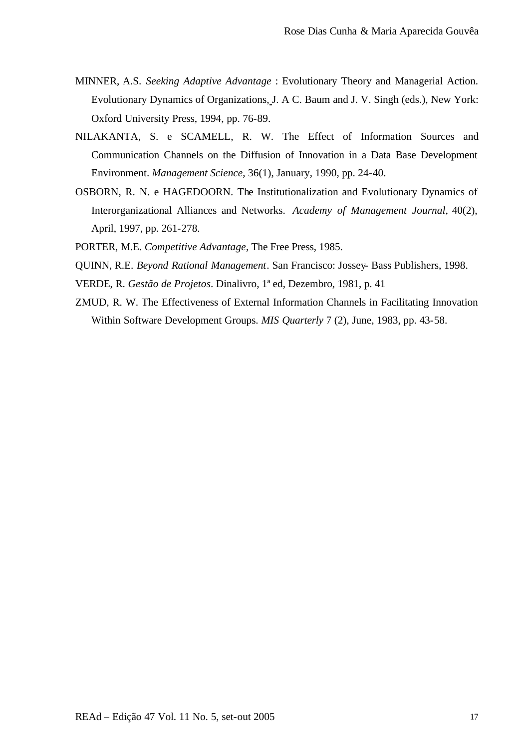MINNER, A.S. *Seeking Adaptive Advantage* : Evolutionary Theory and Managerial Action. Evolutionary Dynamics of Organizations, J. A C. Baum and J. V. Singh (eds.), New York: Oxford University Press, 1994, pp. 76-89.

NILAKANTA, S. e SCAMELL, R. W. The Effect of Information Sources and Communication Channels on the Diffusion of Innovation in a Data Base Development Environment. *Management Science*, 36(1), January, 1990, pp. 24-40.

OSBORN, R. N. e HAGEDOORN. The Institutionalization and Evolutionary Dynamics of Interorganizational Alliances and Networks. *Academy of Management Journal*, 40(2), April, 1997, pp. 261-278.

PORTER, M.E. *Competitive Advantage*, The Free Press, 1985.

QUINN, R.E. *Beyond Rational Management*. San Francisco: Jossey- Bass Publishers, 1998.

VERDE, R. *Gestão de Projetos*. Dinalivro, 1ª ed, Dezembro, 1981, p. 41

ZMUD, R. W. The Effectiveness of External Information Channels in Facilitating Innovation Within Software Development Groups. *MIS Quarterly* 7 (2), June, 1983, pp. 43-58.